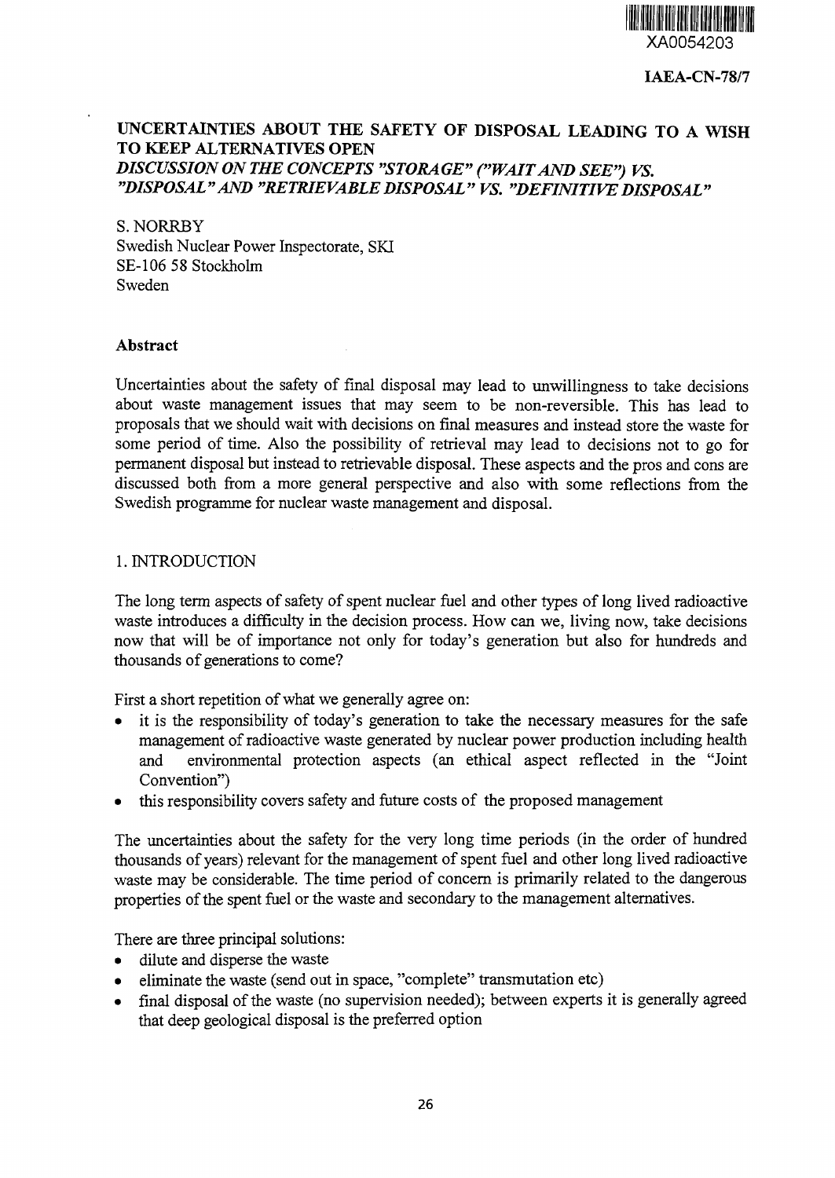XA0054203

**IAEA-CN-78/7**

# UNCERTAINTIES ABOUT THE SAFETY OF DISPOSAL LEADING TO A WISH TO KEEP ALTERNATIVES OPEN

## *DISCUSSION ON THE CONCEPTS "STORAGE" ("WAIT AND SEE") VS. "DISPOSAL" AND "RETRIEVABLE DISPOSAL" VS. "DEFINITIVE DISPOSAL"*

S. NORRBY
Swedish Nuclear Power Inspectorate, SKI
SE-106 58 Stockholm
Sweden

### Abstract

Uncertainties about the safety of final disposal may lead to unwillingness to take decisions about waste management issues that may seem to be non-reversible. This has lead to proposals that we should wait with decisions on final measures and instead store the waste for some period of time. Also the possibility of retrieval may lead to decisions not to go for permanent disposal but instead to retrievable disposal. These aspects and the pros and cons are discussed both from a more general perspective and also with some reflections from the Swedish programme for nuclear waste management and disposal.

### 1. INTRODUCTION

The long term aspects of safety of spent nuclear fuel and other types of long lived radioactive waste introduces a difficulty in the decision process. How can we, living now, take decisions now that will be of importance not only for today's generation but also for hundreds and thousands of generations to come?

First a short repetition of what we generally agree on:

- it is the responsibility of today's generation to take the necessary measures for the safe management of radioactive waste generated by nuclear power production including health and environmental protection aspects (an ethical aspect reflected in the "Joint Convention")
- this responsibility covers safety and future costs of the proposed management

The uncertainties about the safety for the very long time periods (in the order of hundred thousands of years) relevant for the management of spent fuel and other long lived radioactive waste may be considerable. The time period of concern is primarily related to the dangerous properties of the spent fuel or the waste and secondary to the management alternatives.

There are three principal solutions:

- dilute and disperse the waste
- eliminate the waste (send out in space, "complete" transmutation etc)
- final disposal of the waste (no supervision needed); between experts it is generally agreed that deep geological disposal is the preferred option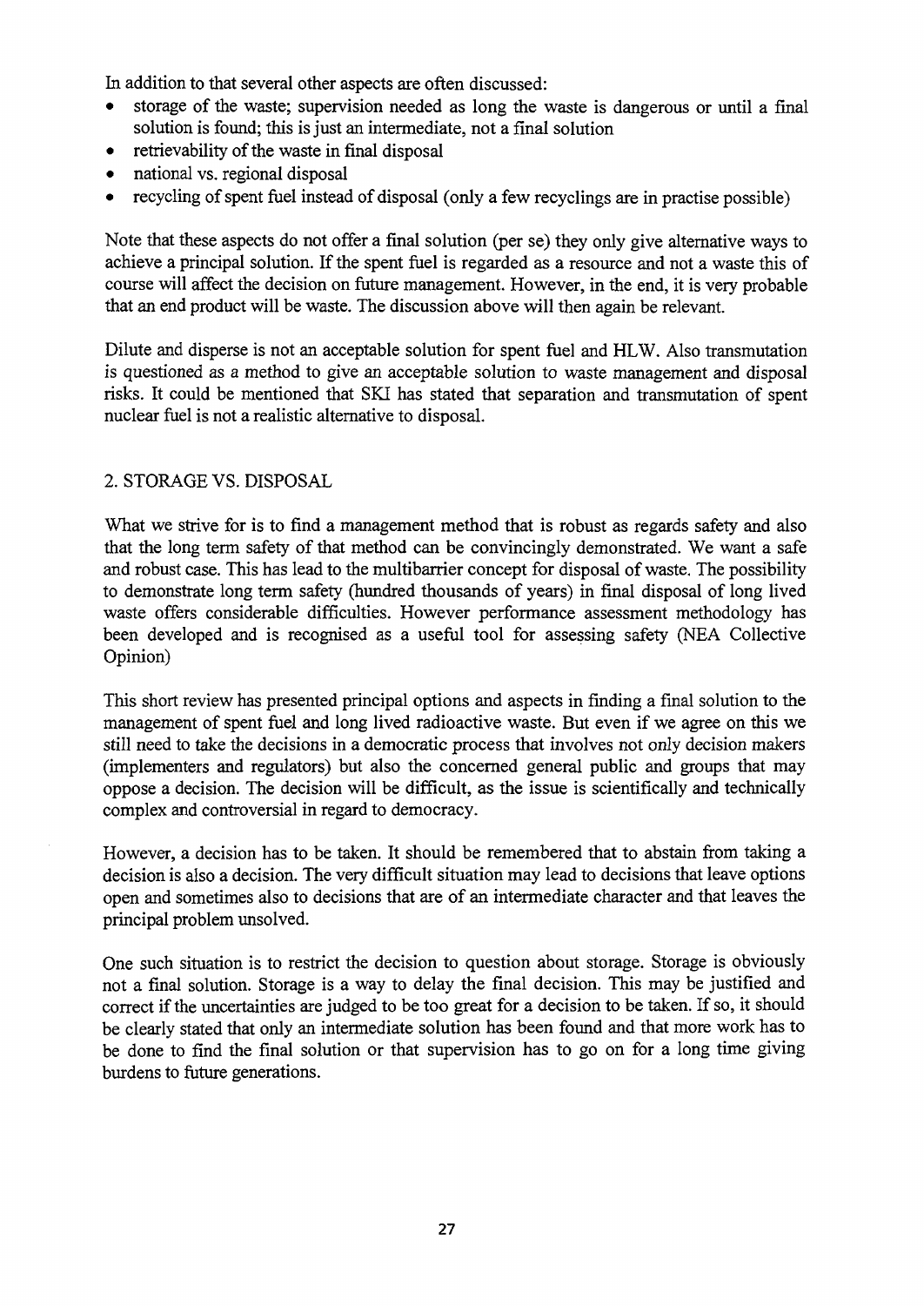In addition to that several other aspects are often discussed:

- storage of the waste; supervision needed as long the waste is dangerous or until a final solution is found; this is just an intermediate, not a final solution
- retrievability of the waste in final disposal
- national vs. regional disposal
- recycling of spent fuel instead of disposal (only a few recyclings are in practise possible)

Note that these aspects do not offer a final solution (per se) they only give alternative ways to achieve a principal solution. If the spent fuel is regarded as a resource and not a waste this of course will affect the decision on future management. However, in the end, it is very probable that an end product will be waste. The discussion above will then again be relevant.

Dilute and disperse is not an acceptable solution for spent fuel and HLW. Also transmutation is questioned as a method to give an acceptable solution to waste management and disposal risks. It could be mentioned that SKI has stated that separation and transmutation of spent nuclear fuel is not a realistic alternative to disposal.

## 2. STORAGE VS. DISPOSAL

What we strive for is to find a management method that is robust as regards safety and also that the long term safety of that method can be convincingly demonstrated. We want a safe and robust case. This has lead to the multibarrier concept for disposal of waste. The possibility to demonstrate long term safety (hundred thousands of years) in final disposal of long lived waste offers considerable difficulties. However performance assessment methodology has been developed and is recognised as a useful tool for assessing safety (NEA Collective Opinion)

This short review has presented principal options and aspects in finding a final solution to the management of spent fuel and long lived radioactive waste. But even if we agree on this we still need to take the decisions in a democratic process that involves not only decision makers (implementers and regulators) but also the concerned general public and groups that may oppose a decision. The decision will be difficult, as the issue is scientifically and technically complex and controversial in regard to democracy.

However, a decision has to be taken. It should be remembered that to abstain from taking a decision is also a decision. The very difficult situation may lead to decisions that leave options open and sometimes also to decisions that are of an intermediate character and that leaves the principal problem unsolved.

One such situation is to restrict the decision to question about storage. Storage is obviously not a final solution. Storage is a way to delay the final decision. This may be justified and correct if the uncertainties are judged to be too great for a decision to be taken. If so, it should be clearly stated that only an intermediate solution has been found and that more work has to be done to find the final solution or that supervision has to go on for a long time giving burdens to future generations.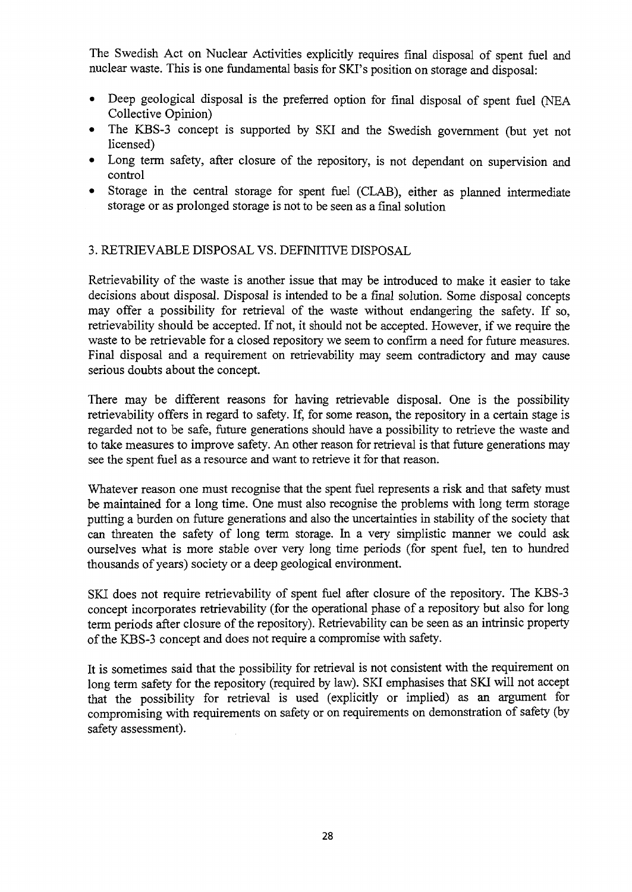The Swedish Act on Nuclear Activities explicitly requires final disposal of spent fuel and nuclear waste. This is one fundamental basis for SKI's position on storage and disposal:

- Deep geological disposal is the preferred option for final disposal of spent fuel (NEA Collective Opinion)
- The KBS-3 concept is supported by SKI and the Swedish government (but yet not licensed)
- Long term safety, after closure of the repository, is not dependant on supervision and control
- Storage in the central storage for spent fuel (CLAB), either as planned intermediate storage or as prolonged storage is not to be seen as a final solution

## 3. RETRIEVABLE DISPOSAL VS. DEFINITIVE DISPOSAL

Retrievability of the waste is another issue that may be introduced to make it easier to take decisions about disposal. Disposal is intended to be a final solution. Some disposal concepts may offer a possibility for retrieval of the waste without endangering the safety. If so, retrievability should be accepted. If not, it should not be accepted. However, if we require the waste to be retrievable for a closed repository we seem to confirm a need for future measures. Final disposal and a requirement on retrievability may seem contradictory and may cause serious doubts about the concept.

There may be different reasons for having retrievable disposal. One is the possibility retrievability offers in regard to safety. If, for some reason, the repository in a certain stage is regarded not to be safe, future generations should have a possibility to retrieve the waste and to take measures to improve safety. An other reason for retrieval is that future generations may see the spent fuel as a resource and want to retrieve it for that reason.

Whatever reason one must recognise that the spent fuel represents a risk and that safety must be maintained for a long time. One must also recognise the problems with long term storage putting a burden on future generations and also the uncertainties in stability of the society that can threaten the safety of long term storage. In a very simplistic manner we could ask ourselves what is more stable over very long time periods (for spent fuel, ten to hundred thousands of years) society or a deep geological environment.

SKI does not require retrievability of spent fuel after closure of the repository. The KBS-3 concept incorporates retrievability (for the operational phase of a repository but also for long term periods after closure of the repository). Retrievability can be seen as an intrinsic property of the KBS-3 concept and does not require a compromise with safety.

It is sometimes said that the possibility for retrieval is not consistent with the requirement on long term safety for the repository (required by law). SKI emphasises that SKI will not accept that the possibility for retrieval is used (explicitly or implied) as an argument for compromising with requirements on safety or on requirements on demonstration of safety (by safety assessment).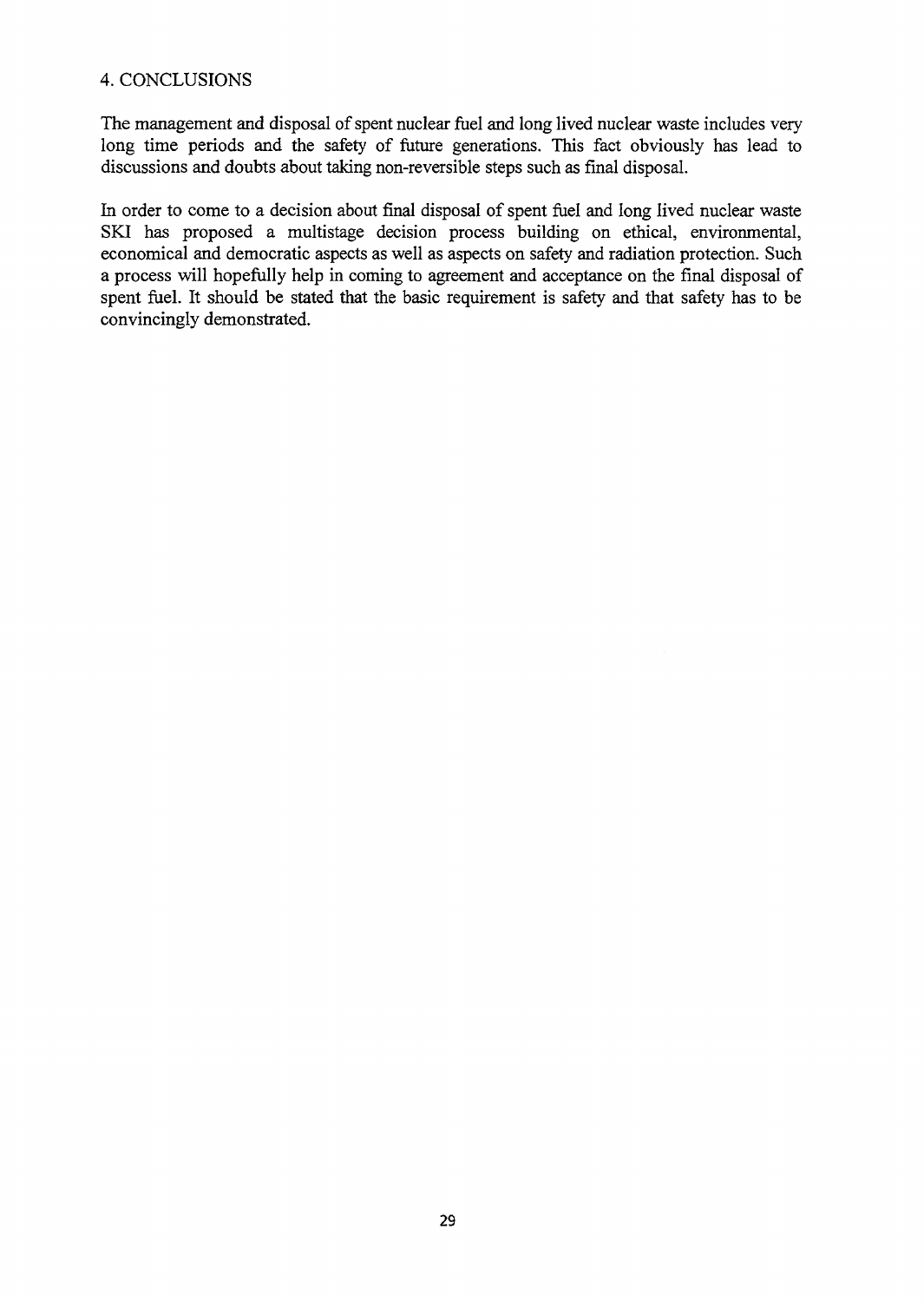## 4. CONCLUSIONS

The management and disposal of spent nuclear fuel and long lived nuclear waste includes very long time periods and the safety of future generations. This fact obviously has lead to discussions and doubts about taking non-reversible steps such as final disposal.

In order to come to a decision about final disposal of spent fuel and long lived nuclear waste SKI has proposed a multistage decision process building on ethical, environmental, economical and democratic aspects as well as aspects on safety and radiation protection. Such a process will hopefully help in coming to agreement and acceptance on the final disposal of spent fuel. It should be stated that the basic requirement is safety and that safety has to be convincingly demonstrated.